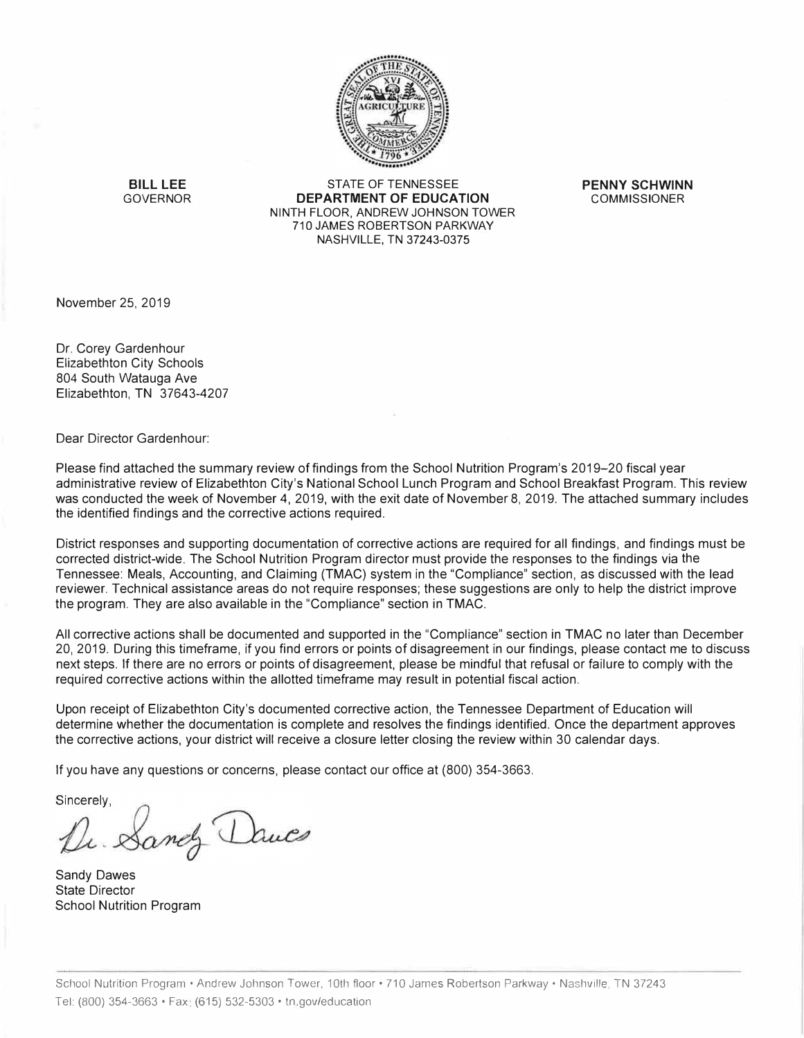**BILL LEE**
GOVERNOR

STATE OF TENNESSEE
**DEPARTMENT OF EDUCATION**
NINTH FLOOR, ANDREW JOHNSON TOWER
710 JAMES ROBERTSON PARKWAY
NASHVILLE, TN 37243-0375

**PENNY SCHWINN**
COMMISSIONER

November 25, 2019

Dr. Corey Gardenhour
Elizabethton City Schools
804 South Watauga Ave
Elizabethton, TN 37643-4207

Dear Director Gardenhour:

Please find attached the summary review of findings from the School Nutrition Program's 2019–20 fiscal year administrative review of Elizabethton City's National School Lunch Program and School Breakfast Program. This review was conducted the week of November 4, 2019, with the exit date of November 8, 2019. The attached summary includes the identified findings and the corrective actions required.

District responses and supporting documentation of corrective actions are required for all findings, and findings must be corrected district-wide. The School Nutrition Program director must provide the responses to the findings via the Tennessee: Meals, Accounting, and Claiming (TMAC) system in the "Compliance" section, as discussed with the lead reviewer. Technical assistance areas do not require responses; these suggestions are only to help the district improve the program. They are also available in the "Compliance" section in TMAC.

All corrective actions shall be documented and supported in the "Compliance" section in TMAC no later than December 20, 2019. During this timeframe, if you find errors or points of disagreement in our findings, please contact me to discuss next steps. If there are no errors or points of disagreement, please be mindful that refusal or failure to comply with the required corrective actions within the allotted timeframe may result in potential fiscal action.

Upon receipt of Elizabethton City's documented corrective action, the Tennessee Department of Education will determine whether the documentation is complete and resolves the findings identified. Once the department approves the corrective actions, your district will receive a closure letter closing the review within 30 calendar days.

If you have any questions or concerns, please contact our office at (800) 354-3663.

Sincerely,

Dr. Sandy Dawes

Sandy Dawes
State Director
School Nutrition Program

School Nutrition Program • Andrew Johnson Tower, 10th floor • 710 James Robertson Parkway • Nashville, TN 37243
Tel: (800) 354-3663 • Fax: (615) 532-5303 • tn.gov/education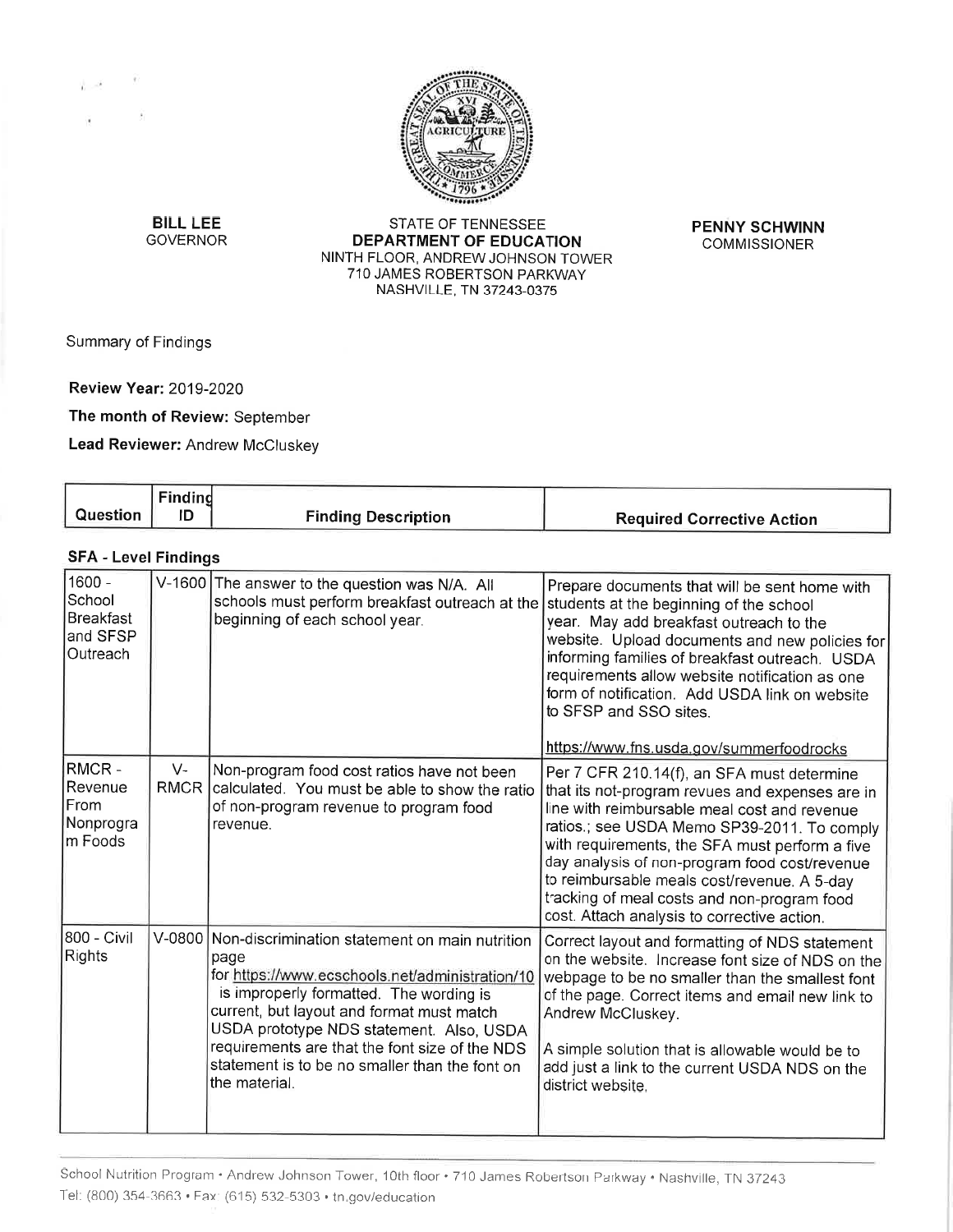**BILL LEE**
GOVERNOR

STATE OF TENNESSEE
**DEPARTMENT OF EDUCATION**
NINTH FLOOR, ANDREW JOHNSON TOWER
710 JAMES ROBERTSON PARKWAY
NASHVILLE, TN 37243-0375

**PENNY SCHWINN**
COMMISSIONER

Summary of Findings

**Review Year:** 2019-2020

**The month of Review:** September

**Lead Reviewer:** Andrew McCluskey

| Question | Finding ID | Finding Description | Required Corrective Action |
|---|---|---|---|
| **SFA - Level Findings** | | | |
| 1600 - School Breakfast and SFSP Outreach | V-1600 | The answer to the question was N/A. All schools must perform breakfast outreach at the beginning of each school year. | Prepare documents that will be sent home with students at the beginning of the school year. May add breakfast outreach to the website. Upload documents and new policies for informing families of breakfast outreach. USDA requirements allow website notification as one form of notification. Add USDA link on website to SFSP and SSO sites.<br><br>https://www.fns.usda.gov/summerfoodrocks |
| RMCR - Revenue From Nonprogram Foods | V-RMCR | Non-program food cost ratios have not been calculated. You must be able to show the ratio of non-program revenue to program food revenue. | Per 7 CFR 210.14(f), an SFA must determine that its not-program revues and expenses are in line with reimbursable meal cost and revenue ratios.; see USDA Memo SP39-2011. To comply with requirements, the SFA must perform a five day analysis of non-program food cost/revenue to reimbursable meals cost/revenue. A 5-day tracking of meal costs and non-program food cost. Attach analysis to corrective action. |
| 800 - Civil Rights | V-0800 | Non-discrimination statement on main nutrition page for https://www.ecschools.net/administration/10 is improperly formatted. The wording is current, but layout and format must match USDA prototype NDS statement. Also, USDA requirements are that the font size of the NDS statement is to be no smaller than the font on the material. | Correct layout and formatting of NDS statement on the website. Increase font size of NDS on the webpage to be no smaller than the smallest font of the page. Correct items and email new link to Andrew McCluskey.<br><br>A simple solution that is allowable would be to add just a link to the current USDA NDS on the district website. |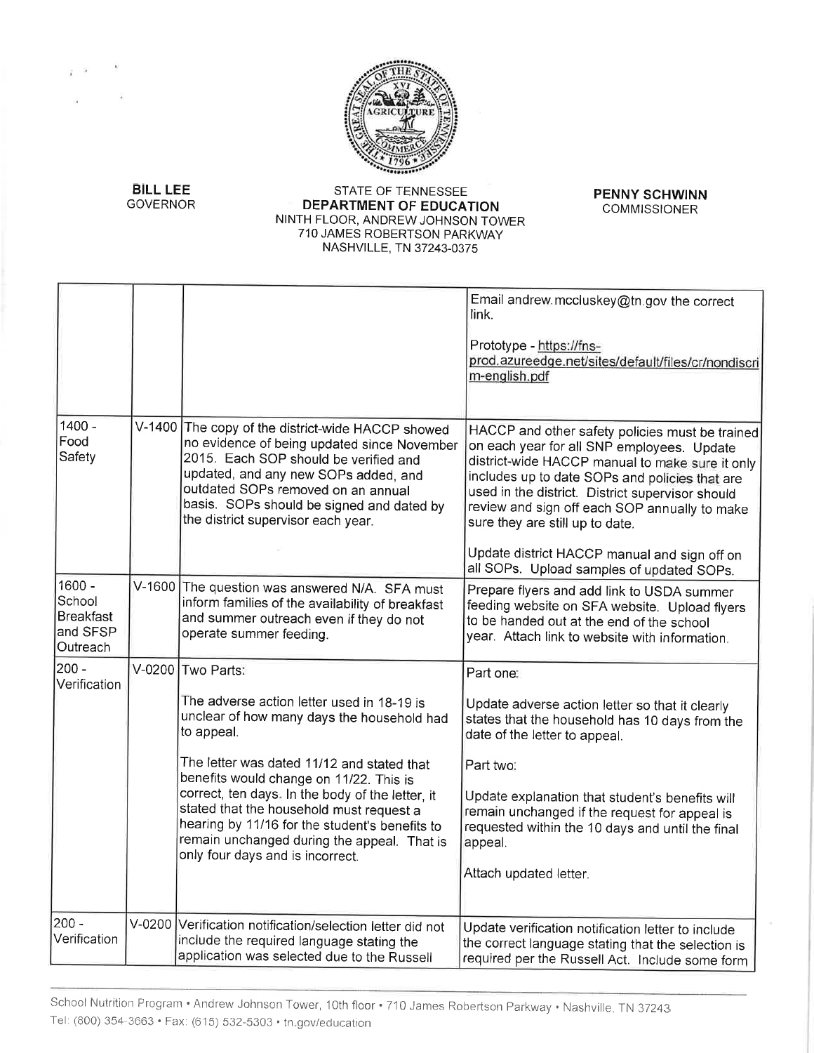BILL LEE
GOVERNOR

STATE OF TENNESSEE
**DEPARTMENT OF EDUCATION**
NINTH FLOOR, ANDREW JOHNSON TOWER
710 JAMES ROBERTSON PARKWAY
NASHVILLE, TN 37243-0375

**PENNY SCHWINN**
COMMISSIONER

| | | | |
|---|---|---|---|
| | | | Email andrew.mccluskey@tn.gov the correct link.<br><br>Prototype - https://fns-prod.azureedge.net/sites/default/files/cr/nondiscrim-english.pdf |
| 1400 - Food Safety | V-1400 | The copy of the district-wide HACCP showed no evidence of being updated since November 2015. Each SOP should be verified and updated, and any new SOPs added, and outdated SOPs removed on an annual basis. SOPs should be signed and dated by the district supervisor each year. | HACCP and other safety policies must be trained on each year for all SNP employees. Update district-wide HACCP manual to make sure it only includes up to date SOPs and policies that are used in the district. District supervisor should review and sign off each SOP annually to make sure they are still up to date.<br><br>Update district HACCP manual and sign off on all SOPs. Upload samples of updated SOPs. |
| 1600 - School Breakfast and SFSP Outreach | V-1600 | The question was answered N/A. SFA must inform families of the availability of breakfast and summer outreach even if they do not operate summer feeding. | Prepare flyers and add link to USDA summer feeding website on SFA website. Upload flyers to be handed out at the end of the school year. Attach link to website with information. |
| 200 - Verification | V-0200 | Two Parts:<br><br>The adverse action letter used in 18-19 is unclear of how many days the household had to appeal.<br><br>The letter was dated 11/12 and stated that benefits would change on 11/22. This is correct, ten days. In the body of the letter, it stated that the household must request a hearing by 11/16 for the student's benefits to remain unchanged during the appeal. That is only four days and is incorrect. | Part one:<br><br>Update adverse action letter so that it clearly states that the household has 10 days from the date of the letter to appeal.<br><br>Part two:<br><br>Update explanation that student's benefits will remain unchanged if the request for appeal is requested within the 10 days and until the final appeal.<br><br>Attach updated letter. |
| 200 - Verification | V-0200 | Verification notification/selection letter did not include the required language stating the application was selected due to the Russell | Update verification notification letter to include the correct language stating that the selection is required per the Russell Act. Include some form |

School Nutrition Program • Andrew Johnson Tower, 10th floor • 710 James Robertson Parkway • Nashville, TN 37243
Tel: (800) 354-3663 • Fax: (615) 532-5303 • tn.gov/education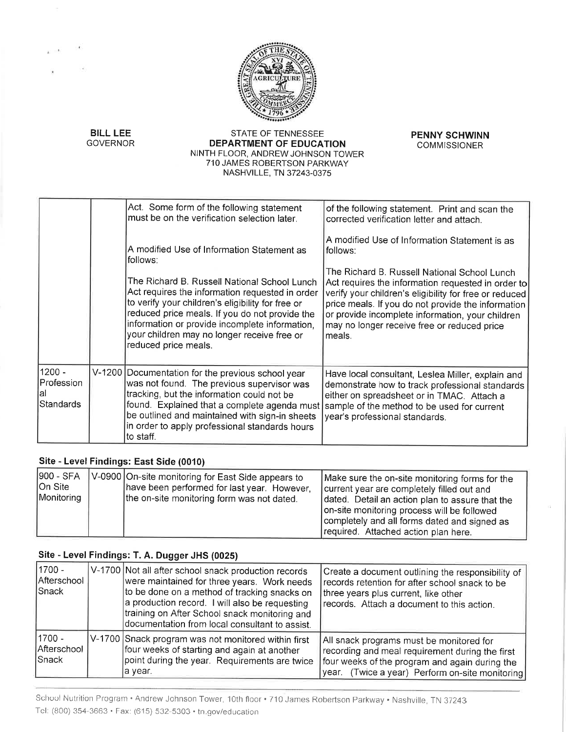**BILL LEE**
GOVERNOR

STATE OF TENNESSEE
**DEPARTMENT OF EDUCATION**
NINTH FLOOR, ANDREW JOHNSON TOWER
710 JAMES ROBERTSON PARKWAY
NASHVILLE, TN 37243-0375

**PENNY SCHWINN**
COMMISSIONER

| | | | |
|---|---|---|---|
| | | Act. Some form of the following statement must be on the verification selection later.<br><br>A modified Use of Information Statement as follows:<br><br>The Richard B. Russell National School Lunch Act requires the information requested in order to verify your children's eligibility for free or reduced price meals. If you do not provide the information or provide incomplete information, your children may no longer receive free or reduced price meals. | of the following statement. Print and scan the corrected verification letter and attach.<br><br>A modified Use of Information Statement is as follows:<br><br>The Richard B. Russell National School Lunch Act requires the information requested in order to verify your children's eligibility for free or reduced price meals. If you do not provide the information or provide incomplete information, your children may no longer receive free or reduced price meals. |
| 1200 - Professional Standards | V-1200 | Documentation for the previous school year was not found. The previous supervisor was tracking, but the information could not be found. Explained that a complete agenda must be outlined and maintained with sign-in sheets in order to apply professional standards hours to staff. | Have local consultant, Leslea Miller, explain and demonstrate how to track professional standards either on spreadsheet or in TMAC. Attach a sample of the method to be used for current year's professional standards. |

### Site - Level Findings: East Side (0010)

| | | | |
|---|---|---|---|
| 900 - SFA On Site Monitoring | V-0900 | On-site monitoring for East Side appears to have been performed for last year. However, the on-site monitoring form was not dated. | Make sure the on-site monitoring forms for the current year are completely filled out and dated. Detail an action plan to assure that the on-site monitoring process will be followed completely and all forms dated and signed as required. Attached action plan here. |

### Site - Level Findings: T. A. Dugger JHS (0025)

| | | | |
|---|---|---|---|
| 1700 - Afterschool Snack | V-1700 | Not all after school snack production records were maintained for three years. Work needs to be done on a method of tracking snacks on a production record. I will also be requesting training on After School snack monitoring and documentation from local consultant to assist. | Create a document outlining the responsibility of records retention for after school snack to be three years plus current, like other records. Attach a document to this action. |
| 1700 - Afterschool Snack | V-1700 | Snack program was not monitored within first four weeks of starting and again at another point during the year. Requirements are twice a year. | All snack programs must be monitored for recording and meal requirement during the first four weeks of the program and again during the year. (Twice a year) Perform on-site monitoring |

School Nutrition Program • Andrew Johnson Tower, 10th floor • 710 James Robertson Parkway • Nashville, TN 37243
Tel: (800) 354-3663 • Fax: (615) 532-5303 • tn.gov/education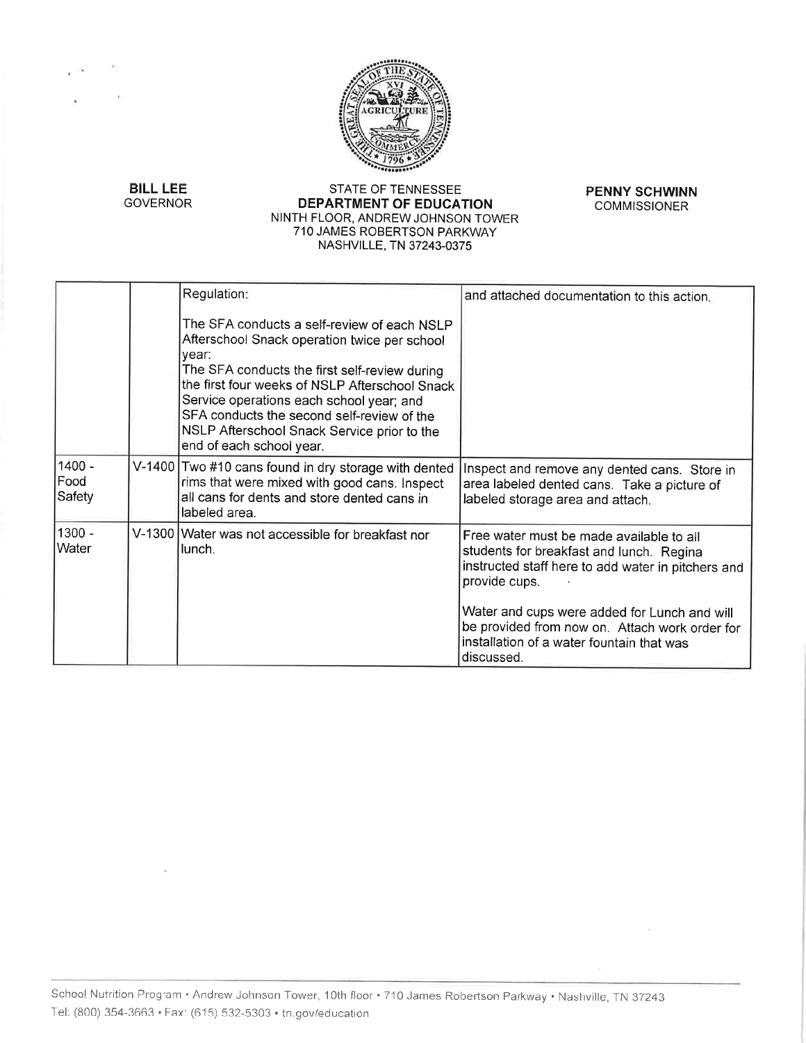**BILL LEE**
GOVERNOR

STATE OF TENNESSEE
**DEPARTMENT OF EDUCATION**
NINTH FLOOR, ANDREW JOHNSON TOWER
710 JAMES ROBERTSON PARKWAY
NASHVILLE, TN 37243-0375

**PENNY SCHWINN**
COMMISSIONER

| | | | |
|---|---|---|---|
| | | Regulation:<br><br>The SFA conducts a self-review of each NSLP Afterschool Snack operation twice per school year:<br>The SFA conducts the first self-review during the first four weeks of NSLP Afterschool Snack Service operations each school year; and SFA conducts the second self-review of the NSLP Afterschool Snack Service prior to the end of each school year. | and attached documentation to this action. |
| 1400 - Food Safety | V-1400 | Two #10 cans found in dry storage with dented rims that were mixed with good cans. Inspect all cans for dents and store dented cans in labeled area. | Inspect and remove any dented cans. Store in area labeled dented cans. Take a picture of labeled storage area and attach. |
| 1300 - Water | V-1300 | Water was not accessible for breakfast nor lunch. | Free water must be made available to all students for breakfast and lunch. Regina instructed staff here to add water in pitchers and provide cups.<br><br>Water and cups were added for Lunch and will be provided from now on. Attach work order for installation of a water fountain that was discussed. |

School Nutrition Program • Andrew Johnson Tower, 10th floor • 710 James Robertson Parkway • Nashville, TN 37243
Tel: (800) 354-3663 • Fax: (615) 532-5303 • tn.gov/education